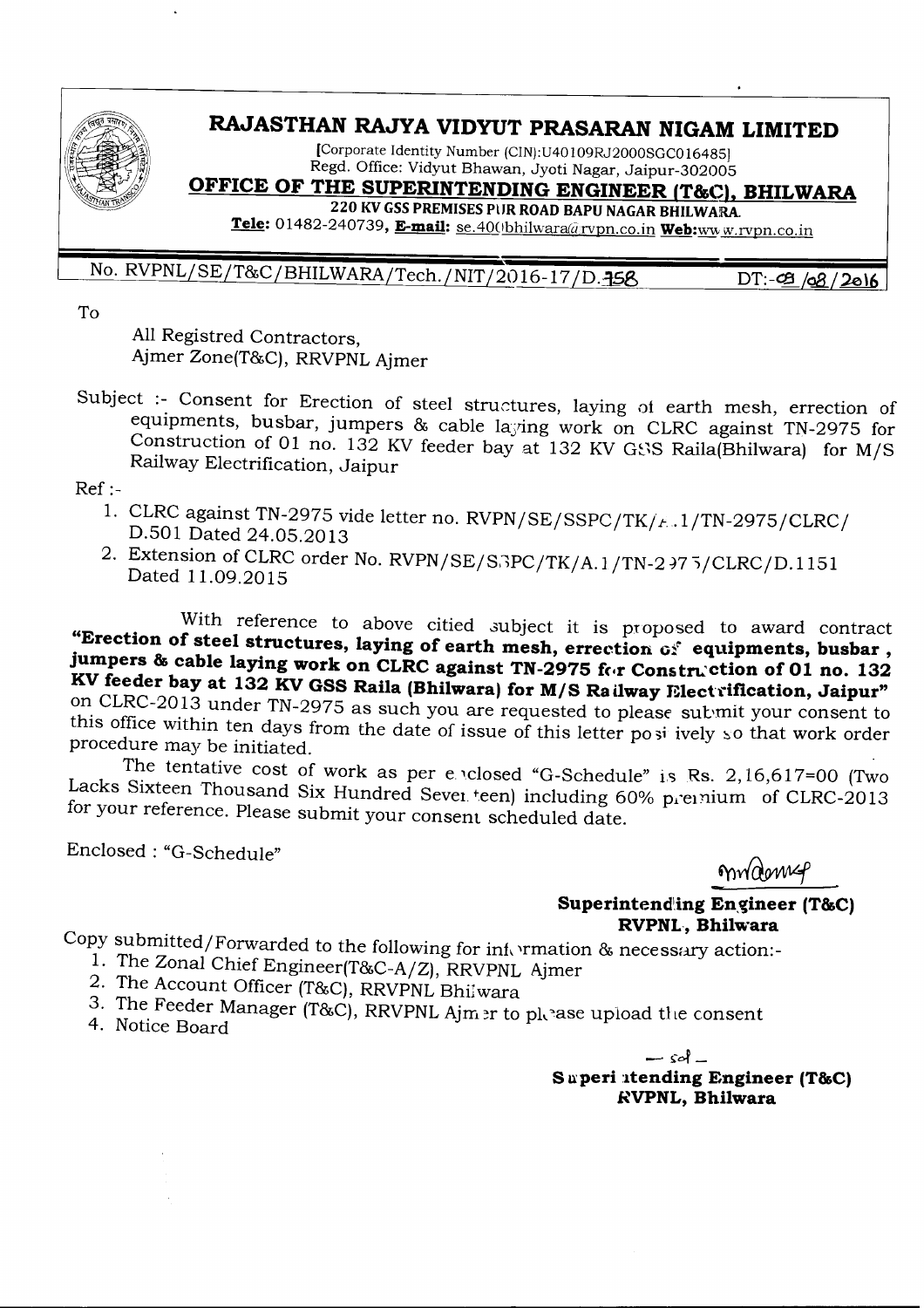# RAJASTHAN RAJYA VIDYUT PRASARAN NIGAM LIMITED

[Corporate Identity Number (CIN):U40109RJ2000SGC016485]
Regd. Office: Vidyut Bhawan, Jyoti Nagar, Jaipur-302005

## OFFICE OF THE SUPERINTENDING ENGINEER (T&C), BHILWARA

**220 KV GSS PREMISES PUR ROAD BAPU NAGAR BHILWARA.**

**Tele:** 01482-240739, **E-mail:** se.400bhilwara@rvpn.co.in **Web:**www.rvpn.co.in

No. RVPNL/SE/T&C/BHILWARA/Tech./NIT/2016-17/D.358 DT:-08/08/2016

To

All Registred Contractors,
Ajmer Zone(T&C), RRVPNL Ajmer

Subject :- Consent for Erection of steel structures, laying of earth mesh, errection of equipments, busbar, jumpers & cable laying work on CLRC against TN-2975 for Construction of 01 no. 132 KV feeder bay at 132 KV GSS Raila(Bhilwara) for M/S Railway Electrification, Jaipur

Ref :-

1. CLRC against TN-2975 vide letter no. RVPN/SE/SSPC/TK/A.1/TN-2975/CLRC/ D.501 Dated 24.05.2013
2. Extension of CLRC order No. RVPN/SE/SSPC/TK/A.1/TN-2975/CLRC/D.1151 Dated 11.09.2015

With reference to above citied subject it is proposed to award contract **"Erection of steel structures, laying of earth mesh, errection of equipments, busbar, jumpers & cable laying work on CLRC against TN-2975 for Construction of 01 no. 132 KV feeder bay at 132 KV GSS Raila (Bhilwara) for M/S Railway Electrification, Jaipur"** on CLRC-2013 under TN-2975 as such you are requested to please submit your consent to this office within ten days from the date of issue of this letter positively so that work order procedure may be initiated.

The tentative cost of work as per enclosed "G-Schedule" is Rs. 2,16,617=00 (Two Lacks Sixteen Thousand Six Hundred Seventeen) including 60% premium of CLRC-2013 for your reference. Please submit your consent scheduled date.

Enclosed : "G-Schedule"

**Superintending Engineer (T&C)**
**RVPNL, Bhilwara**

Copy submitted/Forwarded to the following for information & necessary action:-

1. The Zonal Chief Engineer(T&C-A/Z), RRVPNL Ajmer
2. The Account Officer (T&C), RRVPNL Bhilwara
3. The Feeder Manager (T&C), RRVPNL Ajmer to please upload the consent
4. Notice Board

— sd —

**Superintending Engineer (T&C)**
**RVPNL, Bhilwara**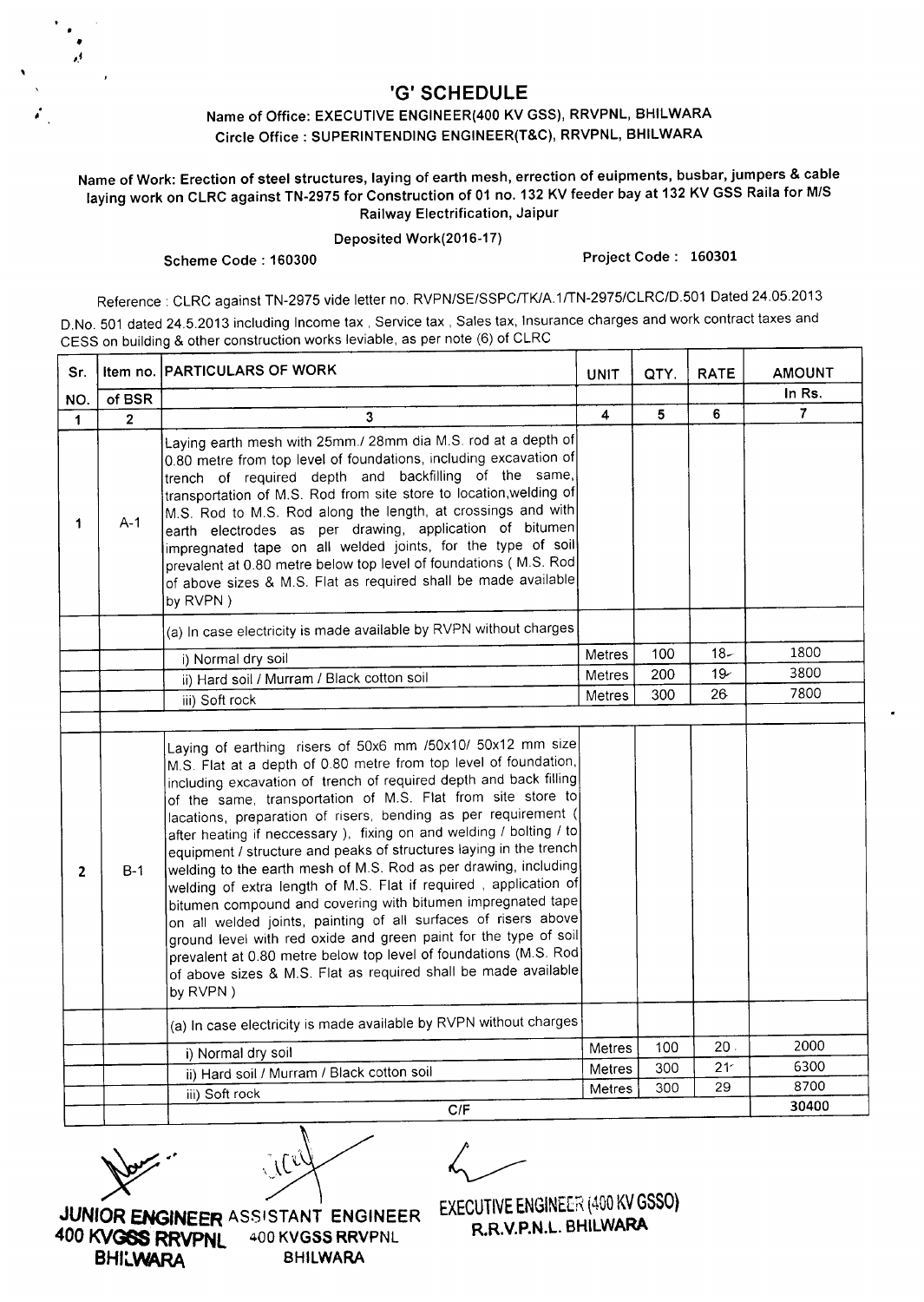# 'G' SCHEDULE

**Name of Office: EXECUTIVE ENGINEER(400 KV GSS), RRVPNL, BHILWARA**
**Circle Office : SUPERINTENDING ENGINEER(T&C), RRVPNL, BHILWARA**

**Name of Work: Erection of steel structures, laying of earth mesh, errection of euipments, busbar, jumpers & cable laying work on CLRC against TN-2975 for Construction of 01 no. 132 KV feeder bay at 132 KV GSS Raila for M/S Railway Electrification, Jaipur**

**Deposited Work(2016-17)**

**Scheme Code : 160300** **Project Code : 160301**

Reference : CLRC against TN-2975 vide letter no. RVPN/SE/SSPC/TK/A.1/TN-2975/CLRC/D.501 Dated 24.05.2013 D.No. 501 dated 24.5.2013 including Income tax , Service tax , Sales tax, Insurance charges and work contract taxes and CESS on building & other construction works leviable, as per note (6) of CLRC

| Sr. NO. | Item no. of BSR | PARTICULARS OF WORK | UNIT | QTY. | RATE | AMOUNT In Rs. |
|---|---|---|---|---|---|---|
| 1 | 2 | 3 | 4 | 5 | 6 | 7 |
| 1 | A-1 | Laying earth mesh with 25mm./ 28mm dia M.S. rod at a depth of 0.80 metre from top level of foundations, including excavation of trench of required depth and backfilling of the same, transportation of M.S. Rod from site store to location,welding of M.S. Rod to M.S. Rod along the length, at crossings and with earth electrodes as per drawing, application of bitumen impregnated tape on all welded joints, for the type of soil prevalent at 0.80 metre below top level of foundations ( M.S. Rod of above sizes & M.S. Flat as required shall be made available by RVPN ) | | | | |
| | | (a) In case electricity is made available by RVPN without charges | | | | |
| | | i) Normal dry soil | Metres | 100 | 18- | 1800 |
| | | ii) Hard soil / Murram / Black cotton soil | Metres | 200 | 19- | 3800 |
| | | iii) Soft rock | Metres | 300 | 26 | 7800 |
| | | | | | | |
| 2 | B-1 | Laying of earthing risers of 50x6 mm /50x10/ 50x12 mm size M.S. Flat at a depth of 0.80 metre from top level of foundation, including excavation of trench of required depth and back filling of the same, transportation of M.S. Flat from site store to lacations, preparation of risers, bending as per requirement ( after heating if neccessary ), fixing on and welding / bolting / to equipment / structure and peaks of structures laying in the trench welding to the earth mesh of M.S. Rod as per drawing, including welding of extra length of M.S. Flat if required , application of bitumen compound and covering with bitumen impregnated tape on all welded joints, painting of all surfaces of risers above ground level with red oxide and green paint for the type of soil prevalent at 0.80 metre below top level of foundations (M.S. Rod of above sizes & M.S. Flat as required shall be made available by RVPN ) | | | | |
| | | (a) In case electricity is made available by RVPN without charges | | | | |
| | | i) Normal dry soil | Metres | 100 | 20 | 2000 |
| | | ii) Hard soil / Murram / Black cotton soil | Metres | 300 | 21- | 6300 |
| | | iii) Soft rock | Metres | 300 | 29 | 8700 |
| | | C/F | | | | 30400 |

**JUNIOR ENGINEER 400 KVGSS RRVPNL BHILWARA** ASSISTANT ENGINEER 400 KVGSS RRVPNL BHILWARA **EXECUTIVE ENGINEER (400 KV GSSO) R.R.V.P.N.L. BHILWARA**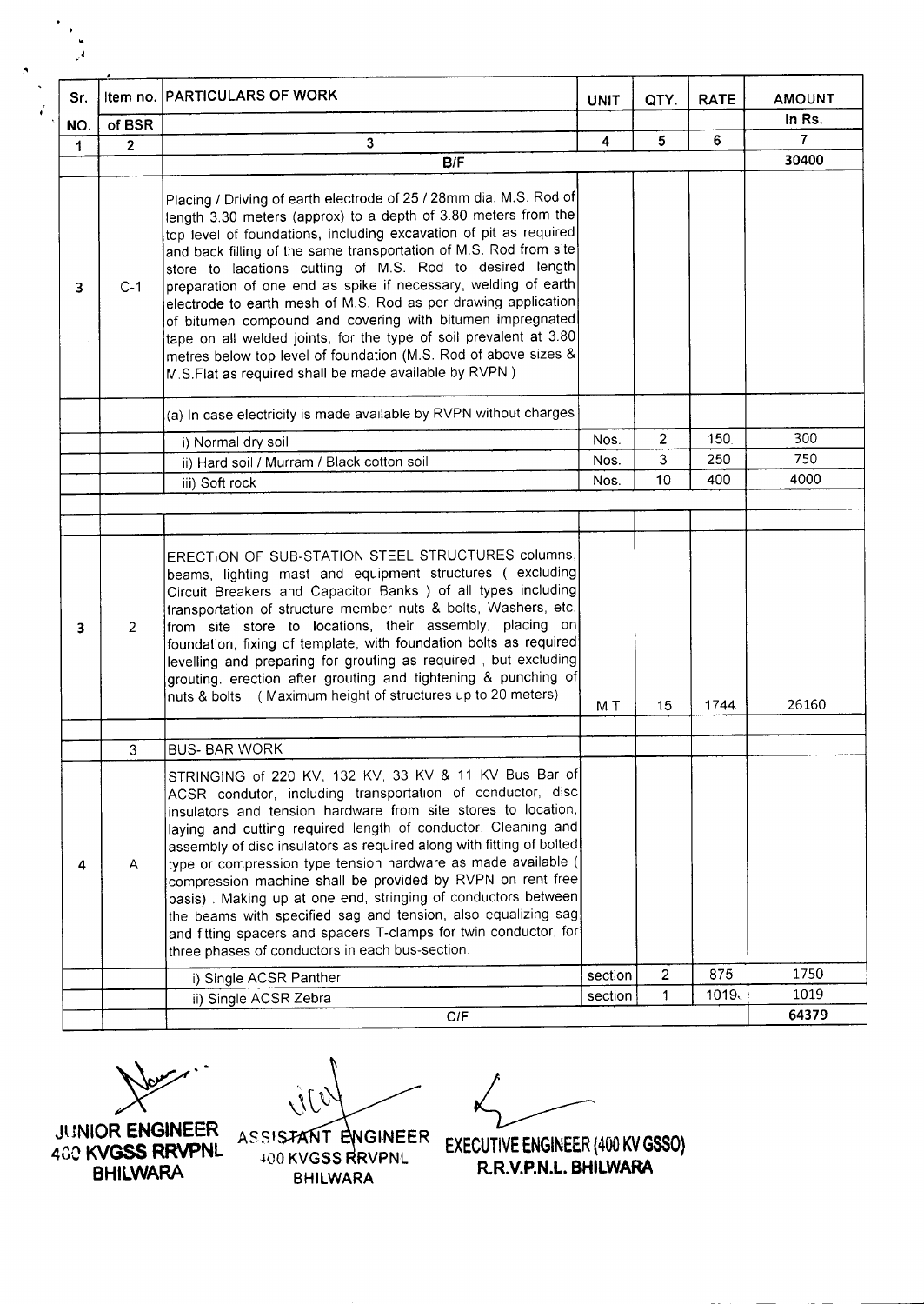| Sr. NO. | Item no. of BSR | PARTICULARS OF WORK | UNIT | QTY. | RATE | AMOUNT In Rs. |
|---|---|---|---|---|---|---|
| 1 | 2 | 3 | 4 | 5 | 6 | 7 |
| | | B/F | | | | 30400 |
| 3 | C-1 | Placing / Driving of earth electrode of 25 / 28mm dia. M.S. Rod of length 3.30 meters (approx) to a depth of 3.80 meters from the top level of foundations, including excavation of pit as required and back filling of the same transportation of M.S. Rod from site store to lacations cutting of M.S. Rod to desired length preparation of one end as spike if necessary, welding of earth electrode to earth mesh of M.S. Rod as per drawing application of bitumen compound and covering with bitumen impregnated tape on all welded joints, for the type of soil prevalent at 3.80 metres below top level of foundation (M.S. Rod of above sizes & M.S.Flat as required shall be made available by RVPN ) | | | | |
| | | (a) In case electricity is made available by RVPN without charges | | | | |
| | | i) Normal dry soil | Nos. | 2 | 150 | 300 |
| | | ii) Hard soil / Murram / Black cotton soil | Nos. | 3 | 250 | 750 |
| | | iii) Soft rock | Nos. | 10 | 400 | 4000 |
| | | | | | | |
| | | | | | | |
| 3 | 2 | ERECTION OF SUB-STATION STEEL STRUCTURES columns, beams, lighting mast and equipment structures ( excluding Circuit Breakers and Capacitor Banks ) of all types including transportation of structure member nuts & bolts, Washers, etc. from site store to locations, their assembly, placing on foundation, fixing of template, with foundation bolts as required levelling and preparing for grouting as required , but excluding grouting. erection after grouting and tightening & punching of nuts & bolts ( Maximum height of structures up to 20 meters) | M T | 15 | 1744 | 26160 |
| | | | | | | |
| | 3 | BUS- BAR WORK | | | | |
| 4 | A | STRINGING of 220 KV, 132 KV, 33 KV & 11 KV Bus Bar of ACSR condutor, including transportation of conductor, disc insulators and tension hardware from site stores to location, laying and cutting required length of conductor. Cleaning and assembly of disc insulators as required along with fitting of bolted type or compression type tension hardware as made available ( compression machine shall be provided by RVPN on rent free basis) . Making up at one end, stringing of conductors between the beams with specified sag and tension, also equalizing sag and fitting spacers and spacers T-clamps for twin conductor, for three phases of conductors in each bus-section. | | | | |
| | | i) Single ACSR Panther | section | 2 | 875 | 1750 |
| | | ii) Single ACSR Zebra | section | 1 | 1019 | 1019 |
| | | C/F | | | | 64379 |

JUNIOR ENGINEER
400 KVGSS RRVPNL
BHILWARA

ASSISTANT ENGINEER
400 KVGSS RRVPNL
BHILWARA

EXECUTIVE ENGINEER (400 KV GSSO)
R.R.V.P.N.L. BHILWARA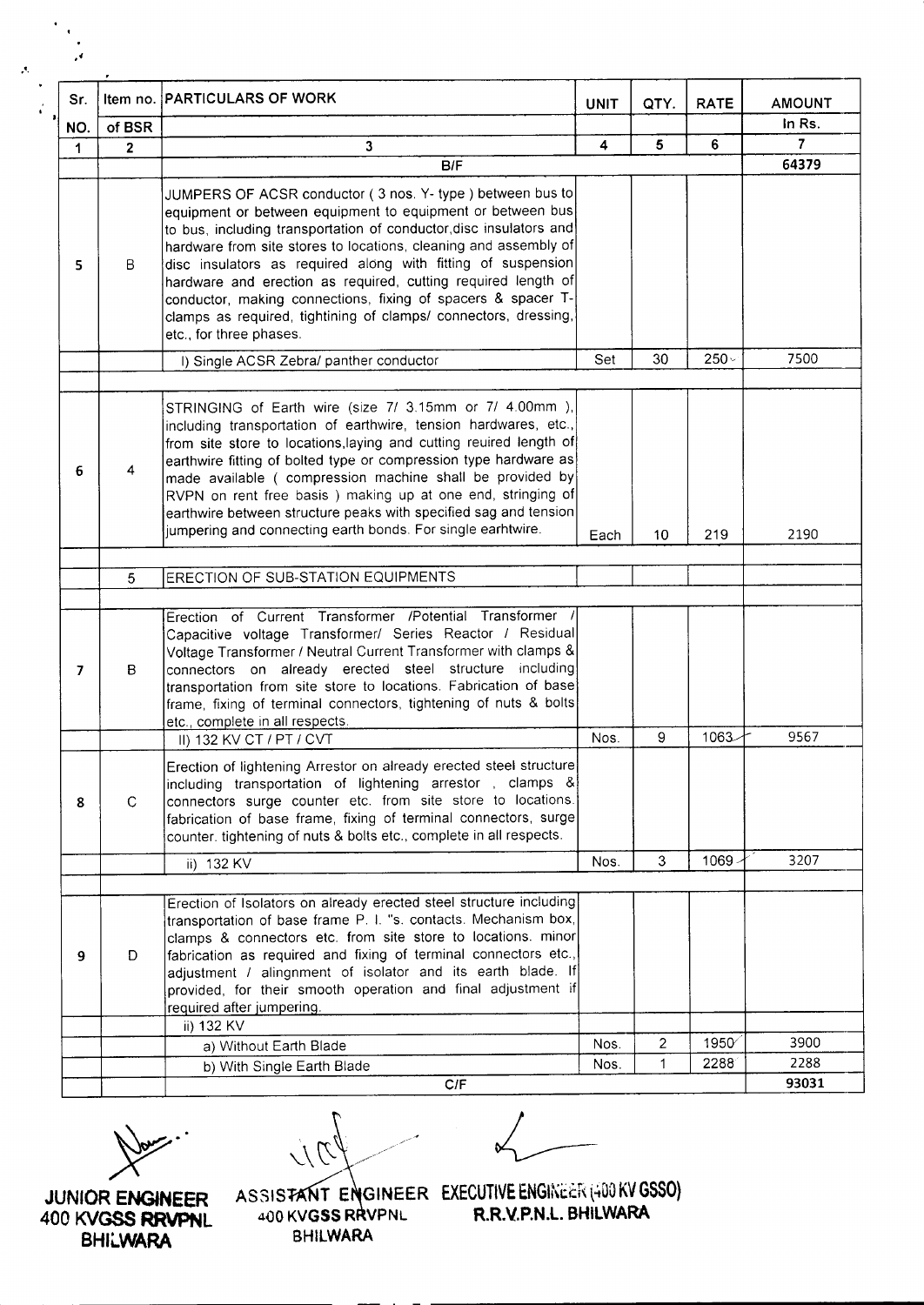| Sr. | Item no. | PARTICULARS OF WORK | UNIT | QTY. | RATE | AMOUNT |
|---|---|---|---|---|---|---|
| NO. | of BSR | | | | | In Rs. |
| 1 | 2 | 3 | 4 | 5 | 6 | 7 |
| | | B/F | | | | 64379 |
| 5 | B | JUMPERS OF ACSR conductor ( 3 nos. Y- type ) between bus to equipment or between equipment to equipment or between bus to bus, including transportation of conductor,disc insulators and hardware from site stores to locations, cleaning and assembly of disc insulators as required along with fitting of suspension hardware and erection as required, cutting required length of conductor, making connections, fixing of spacers & spacer T-clamps as required, tightining of clamps/ connectors, dressing, etc., for three phases. | | | | |
| | | I) Single ACSR Zebra/ panther conductor | Set | 30 | 250 | 7500 |
| 6 | 4 | STRINGING of Earth wire (size 7/ 3.15mm or 7/ 4.00mm ), including transportation of earthwire, tension hardwares, etc., from site store to locations,laying and cutting reuired length of earthwire fitting of bolted type or compression type hardware as made available ( compression machine shall be provided by RVPN on rent free basis ) making up at one end, stringing of earthwire between structure peaks with specified sag and tension jumpering and connecting earth bonds. For single earhtwire. | Each | 10 | 219 | 2190 |
| | 5 | ERECTION OF SUB-STATION EQUIPMENTS | | | | |
| 7 | B | Erection of Current Transformer /Potential Transformer / Capacitive voltage Transformer/ Series Reactor / Residual Voltage Transformer / Neutral Current Transformer with clamps & connectors on already erected steel structure including transportation from site store to locations. Fabrication of base frame, fixing of terminal connectors, tightening of nuts & bolts etc., complete in all respects. | | | | |
| | | II) 132 KV CT / PT / CVT | Nos. | 9 | 1063 | 9567 |
| 8 | C | Erection of lightening Arrestor on already erected steel structure including transportation of lightening arrestor , clamps & connectors surge counter etc. from site store to locations. fabrication of base frame, fixing of terminal connectors, surge counter. tightening of nuts & bolts etc., complete in all respects. | | | | |
| | | ii) 132 KV | Nos. | 3 | 1069 | 3207 |
| 9 | D | Erection of Isolators on already erected steel structure including transportation of base frame P. I. "s. contacts. Mechanism box, clamps & connectors etc. from site store to locations. minor fabrication as required and fixing of terminal connectors etc., adjustment / alingnment of isolator and its earth blade. If provided, for their smooth operation and final adjustment if required after jumpering. | | | | |
| | | ii) 132 KV | | | | |
| | | a) Without Earth Blade | Nos. | 2 | 1950 | 3900 |
| | | b) With Single Earth Blade | Nos. | 1 | 2288 | 2288 |
| | | C/F | | | | 93031 |

**JUNIOR ENGINEER**
**400 KVGSS RRVPNL**
**BHILWARA**

ASSISTANT ENGINEER
400 KVGSS RRVPNL
BHILWARA

**EXECUTIVE ENGINEER (400 KV GSSO)**
**R.R.V.P.N.L. BHILWARA**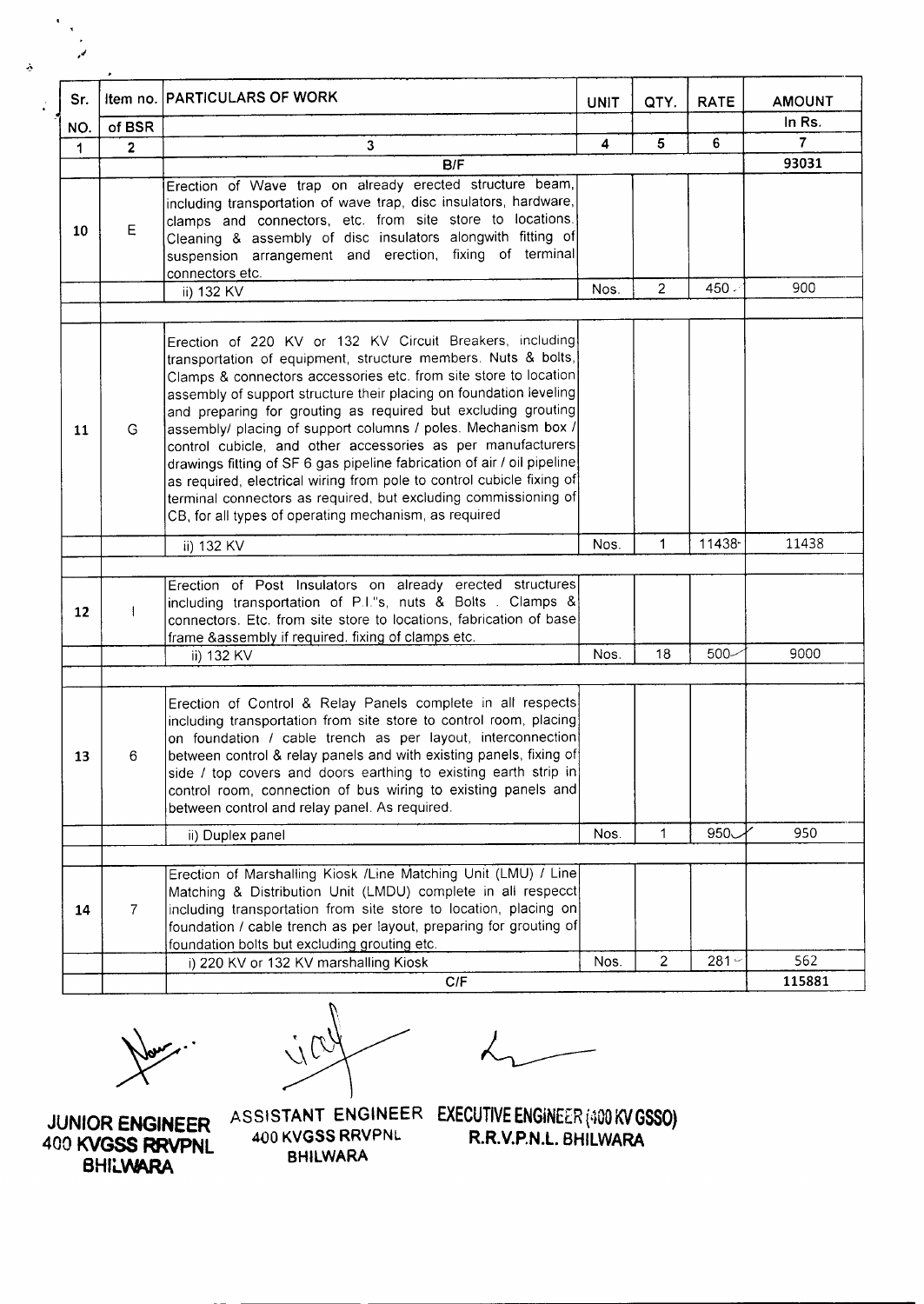| Sr. NO. | Item no. of BSR | PARTICULARS OF WORK | UNIT | QTY. | RATE | AMOUNT In Rs. |
|---|---|---|---|---|---|---|
| 1 | 2 | 3 | 4 | 5 | 6 | 7 |
| | | B/F | | | | 93031 |
| 10 | E | Erection of Wave trap on already erected structure beam, including transportation of wave trap, disc insulators, hardware, clamps and connectors, etc. from site store to locations. Cleaning & assembly of disc insulators alongwith fitting of suspension arrangement and erection, fixing of terminal connectors etc. | | | | |
| | | ii) 132 KV | Nos. | 2 | 450 | 900 |
| | | | | | | |
| 11 | G | Erection of 220 KV or 132 KV Circuit Breakers, including transportation of equipment, structure members. Nuts & bolts, Clamps & connectors accessories etc. from site store to location assembly of support structure their placing on foundation leveling and preparing for grouting as required but excluding grouting assembly/ placing of support columns / poles. Mechanism box / control cubicle, and other accessories as per manufacturers drawings fitting of SF 6 gas pipeline fabrication of air / oil pipeline as required, electrical wiring from pole to control cubicle fixing of terminal connectors as required, but excluding commissioning of CB, for all types of operating mechanism, as required | | | | |
| | | ii) 132 KV | Nos. | 1 | 11438 | 11438 |
| | | | | | | |
| 12 | I | Erection of Post Insulators on already erected structures including transportation of P.I."s, nuts & Bolts . Clamps & connectors. Etc. from site store to locations, fabrication of base frame &assembly if required. fixing of clamps etc. | | | | |
| | | ii) 132 KV | Nos. | 18 | 500 | 9000 |
| | | | | | | |
| 13 | 6 | Erection of Control & Relay Panels complete in all respects including transportation from site store to control room, placing on foundation / cable trench as per layout, interconnection between control & relay panels and with existing panels, fixing of side / top covers and doors earthing to existing earth strip in control room, connection of bus wiring to existing panels and between control and relay panel. As required. | | | | |
| | | ii) Duplex panel | Nos. | 1 | 950 | 950 |
| | | | | | | |
| 14 | 7 | Erection of Marshalling Kiosk /Line Matching Unit (LMU) / Line Matching & Distribution Unit (LMDU) complete in all respecct including transportation from site store to location, placing on foundation / cable trench as per layout, preparing for grouting of foundation bolts but excluding grouting etc. | | | | |
| | | i) 220 KV or 132 KV marshalling Kiosk | Nos. | 2 | 281 | 562 |
| | | C/F | | | | 115881 |

**JUNIOR ENGINEER**
**400 KVGSS RRVPNL**
**BHILWARA**

ASSISTANT ENGINEER
400 KVGSS RRVPNL
BHILWARA

**EXECUTIVE ENGINEER (400 KV GSSO)**
**R.R.V.P.N.L. BHILWARA**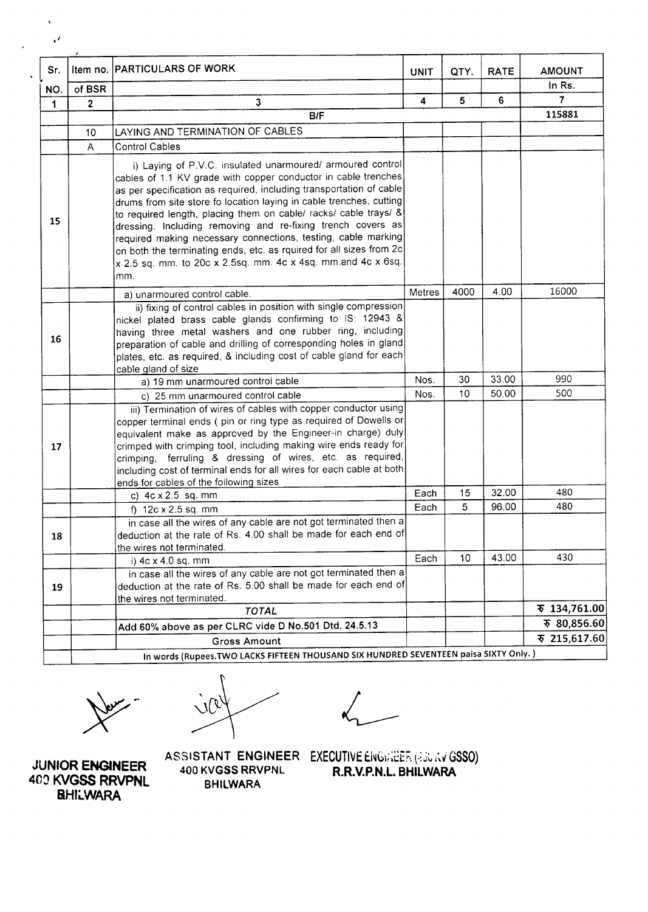| Sr. NO. | Item no. of BSR | PARTICULARS OF WORK | UNIT | QTY. | RATE | AMOUNT In Rs. |
|---|---|---|---|---|---|---|
| 1 | 2 | 3 | 4 | 5 | 6 | 7 |
| | | B/F | | | | 115881 |
| | 10 | LAYING AND TERMINATION OF CABLES | | | | |
| | A | Control Cables | | | | |
| 15 | | i) Laying of P.V.C. insulated unarmoured/ armoured control cables of 1.1 KV grade with copper conductor in cable trenches as per specification as required, including transportation of cable drums from site store fo location laying in cable trenches, cutting to required length, placing them on cable/ racks/ cable trays/ & dressing. Including removing and re-fixing trench covers as required making necessary connections, testing, cable marking on both the terminating ends, etc. as rquired for all sizes from 2c x 2.5 sq. mm. to 20c x 2.5sq. mm. 4c x 4sq. mm.and 4c x 6sq. mm. | | | | |
| | | a) unarmoured control cable. | Metres | 4000 | 4.00 | 16000 |
| 16 | | ii) fixing of control cables in position with single compression nickel plated brass cable glands confirming to IS: 12943 & having three metal washers and one rubber ring, including preparation of cable and drilling of corresponding holes in gland plates, etc. as required, & including cost of cable gland for each cable gland of size | | | | |
| | | a) 19 mm unarmoured control cable | Nos. | 30 | 33.00 | 990 |
| | | c) 25 mm unarmoured control cable | Nos. | 10 | 50.00 | 500 |
| 17 | | iii) Termination of wires of cables with copper conductor using copper terminal ends ( pin or ring type as required of Dowells or equivalent make as approved by the Engineer-in charge) duly crimped with crimping tool, including making wire ends ready for crimping, ferruling & dressing of wires, etc. as required, including cost of terminal ends for all wires for each cable at both ends for cables of the following sizes | | | | |
| | | c) 4c x 2.5 sq. mm | Each | 15 | 32.00 | 480 |
| | | f) 12c x 2.5 sq. mm | Each | 5 | 96.00 | 480 |
| 18 | | in case all the wires of any cable are not got terminated then a deduction at the rate of Rs. 4.00 shall be made for each end of the wires not terminated. | | | | |
| | | i) 4c x 4.0 sq. mm | Each | 10 | 43.00 | 430 |
| 19 | | in case all the wires of any cable are not got terminated then a deduction at the rate of Rs. 5.00 shall be made for each end of the wires not terminated. | | | | |
| | | *TOTAL* | | | | ₹ 134,761.00 |
| | | Add 60% above as per CLRC vide D No.501 Dtd. 24.5.13 | | | | ₹ 80,856.60 |
| | | Gross Amount | | | | ₹ 215,617.60 |
| | | In words (Rupees.TWO LACKS FIFTEEN THOUSAND SIX HUNDRED SEVENTEEN paisa SIXTY Only. ) | | | | |

**JUNIOR ENGINEER**
**400 KVGSS RRVPNL**
**BHILWARA**

**ASSISTANT ENGINEER**
**400 KVGSS RRVPNL**
**BHILWARA**

**EXECUTIVE ENGINEER (400 KV GSSO)**
**R.R.V.P.N.L. BHILWARA**